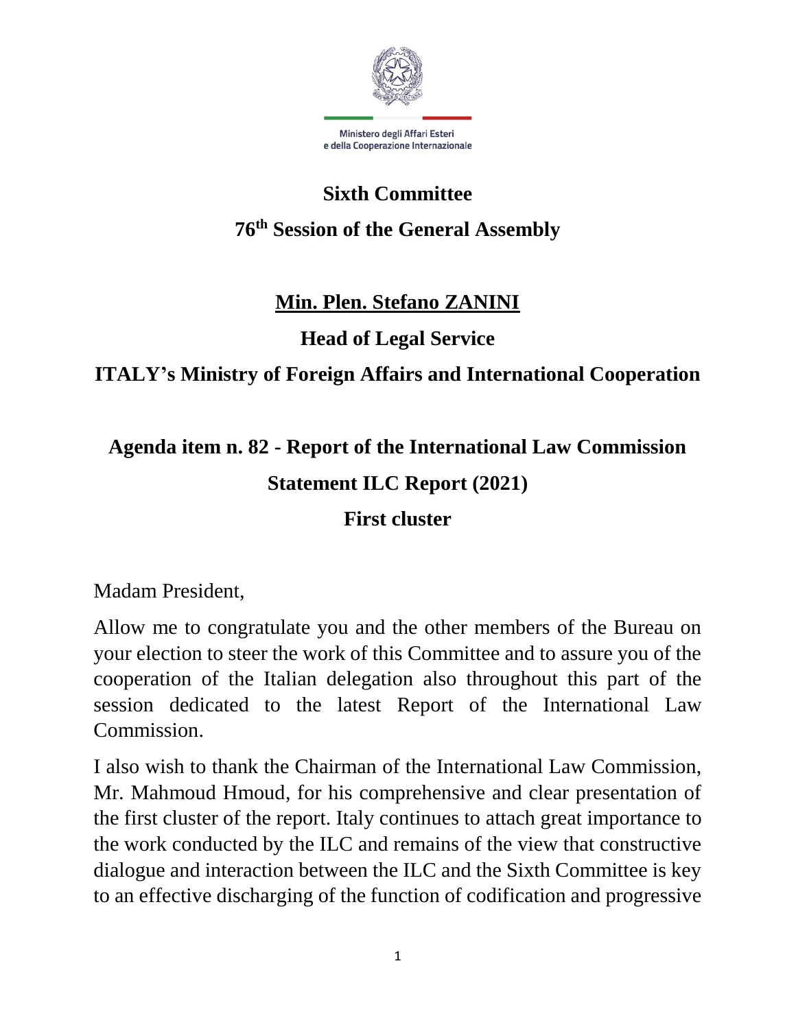Ministero degli Affari Esteri
e della Cooperazione Internazionale

**Sixth Committee**

**76th Session of the General Assembly**

**Min. Plen. Stefano ZANINI**

**Head of Legal Service**

**ITALY's Ministry of Foreign Affairs and International Cooperation**

**Agenda item n. 82 - Report of the International Law Commission**

**Statement ILC Report (2021)**

**First cluster**

Madam President,

Allow me to congratulate you and the other members of the Bureau on your election to steer the work of this Committee and to assure you of the cooperation of the Italian delegation also throughout this part of the session dedicated to the latest Report of the International Law Commission.

I also wish to thank the Chairman of the International Law Commission, Mr. Mahmoud Hmoud, for his comprehensive and clear presentation of the first cluster of the report. Italy continues to attach great importance to the work conducted by the ILC and remains of the view that constructive dialogue and interaction between the ILC and the Sixth Committee is key to an effective discharging of the function of codification and progressive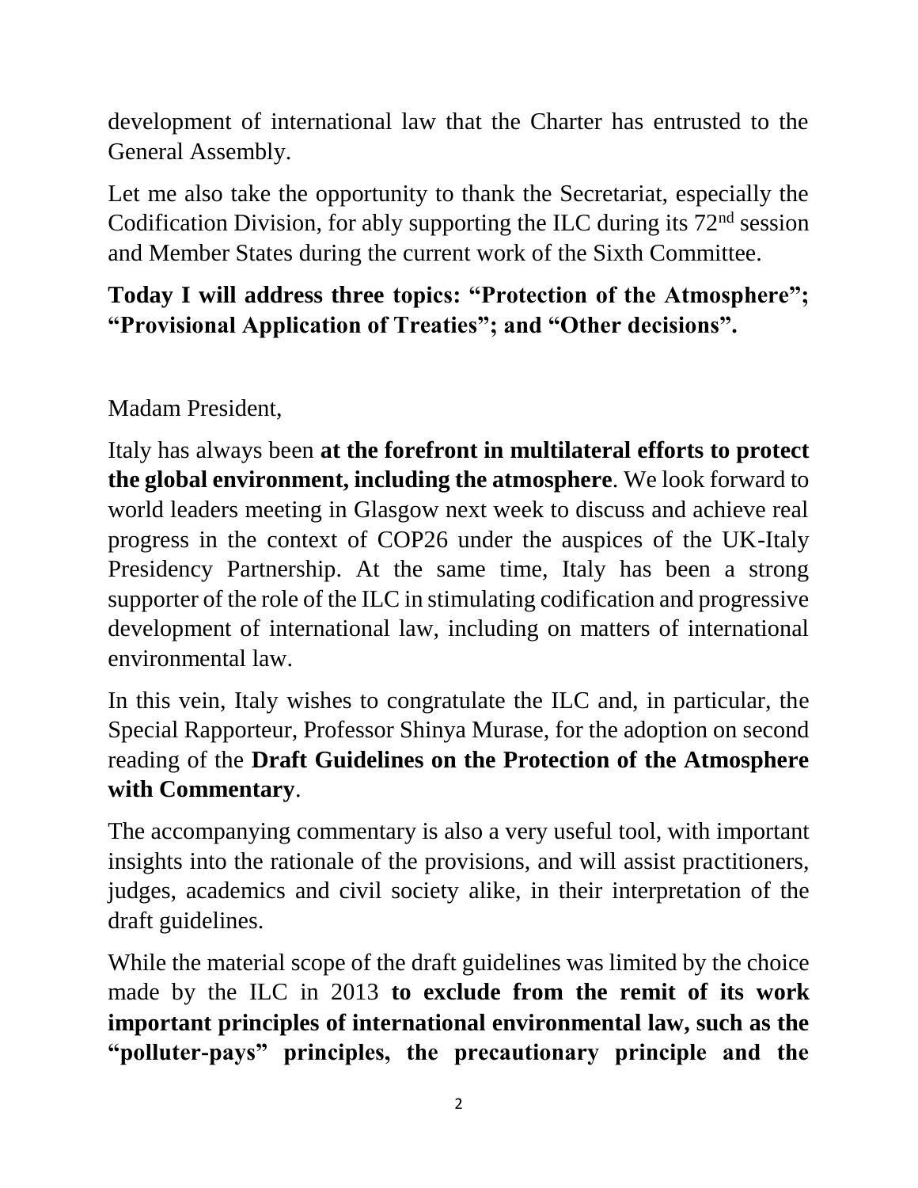development of international law that the Charter has entrusted to the General Assembly.

Let me also take the opportunity to thank the Secretariat, especially the Codification Division, for ably supporting the ILC during its 72nd session and Member States during the current work of the Sixth Committee.

**Today I will address three topics: "Protection of the Atmosphere"; "Provisional Application of Treaties"; and "Other decisions".**

Madam President,

Italy has always been **at the forefront in multilateral efforts to protect the global environment, including the atmosphere**. We look forward to world leaders meeting in Glasgow next week to discuss and achieve real progress in the context of COP26 under the auspices of the UK-Italy Presidency Partnership. At the same time, Italy has been a strong supporter of the role of the ILC in stimulating codification and progressive development of international law, including on matters of international environmental law.

In this vein, Italy wishes to congratulate the ILC and, in particular, the Special Rapporteur, Professor Shinya Murase, for the adoption on second reading of the **Draft Guidelines on the Protection of the Atmosphere with Commentary**.

The accompanying commentary is also a very useful tool, with important insights into the rationale of the provisions, and will assist practitioners, judges, academics and civil society alike, in their interpretation of the draft guidelines.

While the material scope of the draft guidelines was limited by the choice made by the ILC in 2013 **to exclude from the remit of its work important principles of international environmental law, such as the "polluter-pays" principles, the precautionary principle and the**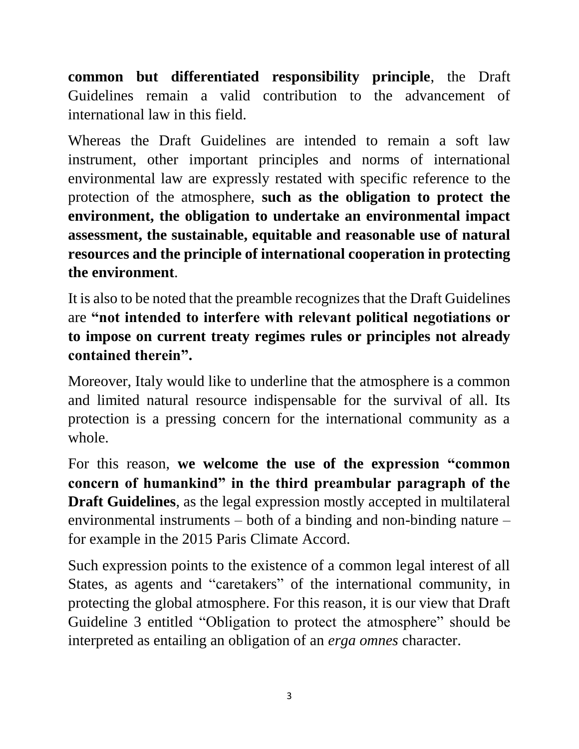**common but differentiated responsibility principle**, the Draft Guidelines remain a valid contribution to the advancement of international law in this field.

Whereas the Draft Guidelines are intended to remain a soft law instrument, other important principles and norms of international environmental law are expressly restated with specific reference to the protection of the atmosphere, **such as the obligation to protect the environment, the obligation to undertake an environmental impact assessment, the sustainable, equitable and reasonable use of natural resources and the principle of international cooperation in protecting the environment**.

It is also to be noted that the preamble recognizes that the Draft Guidelines are **"not intended to interfere with relevant political negotiations or to impose on current treaty regimes rules or principles not already contained therein".**

Moreover, Italy would like to underline that the atmosphere is a common and limited natural resource indispensable for the survival of all. Its protection is a pressing concern for the international community as a whole.

For this reason, **we welcome the use of the expression "common concern of humankind" in the third preambular paragraph of the Draft Guidelines**, as the legal expression mostly accepted in multilateral environmental instruments – both of a binding and non-binding nature – for example in the 2015 Paris Climate Accord.

Such expression points to the existence of a common legal interest of all States, as agents and "caretakers" of the international community, in protecting the global atmosphere. For this reason, it is our view that Draft Guideline 3 entitled "Obligation to protect the atmosphere" should be interpreted as entailing an obligation of an *erga omnes* character.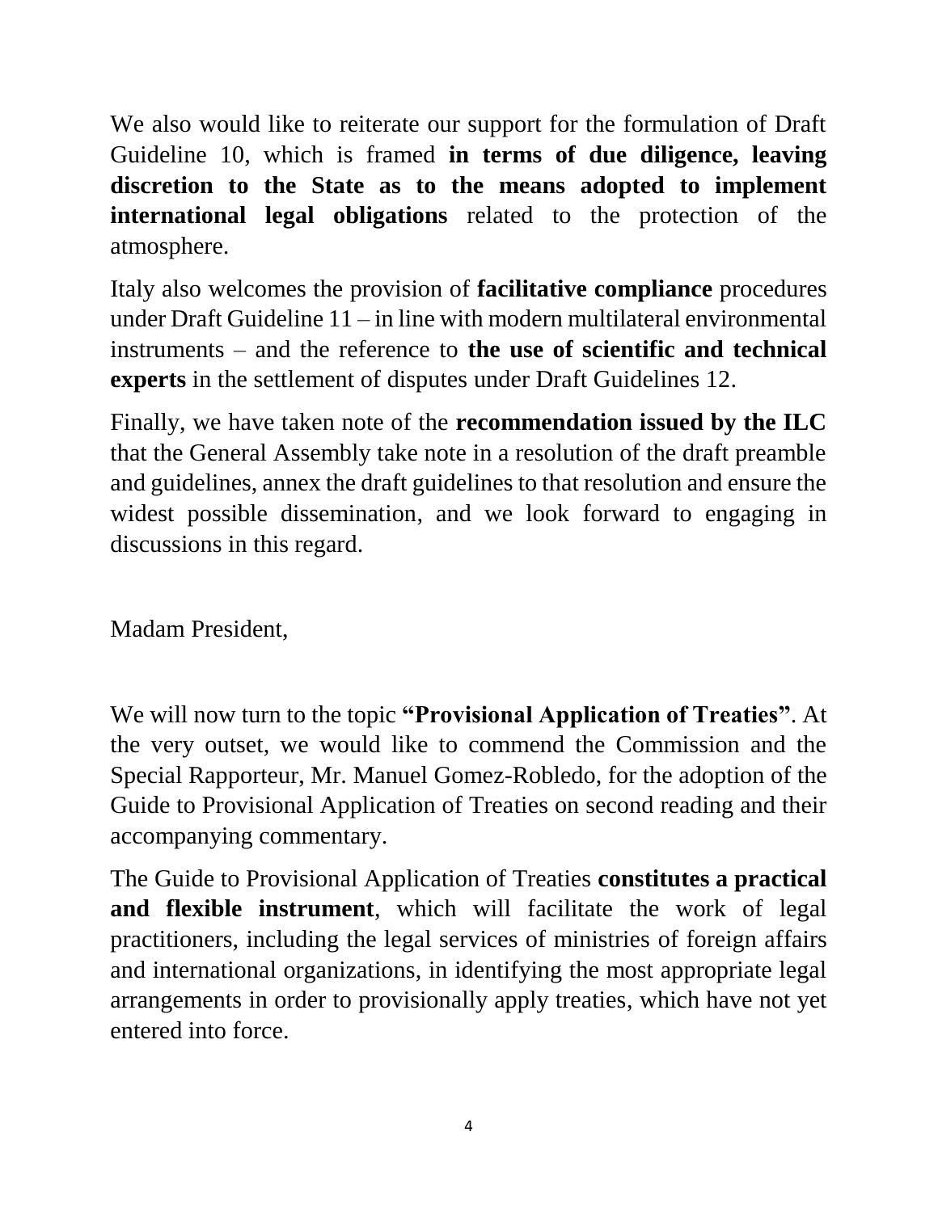We also would like to reiterate our support for the formulation of Draft Guideline 10, which is framed **in terms of due diligence, leaving discretion to the State as to the means adopted to implement international legal obligations** related to the protection of the atmosphere.

Italy also welcomes the provision of **facilitative compliance** procedures under Draft Guideline 11 – in line with modern multilateral environmental instruments – and the reference to **the use of scientific and technical experts** in the settlement of disputes under Draft Guidelines 12.

Finally, we have taken note of the **recommendation issued by the ILC** that the General Assembly take note in a resolution of the draft preamble and guidelines, annex the draft guidelines to that resolution and ensure the widest possible dissemination, and we look forward to engaging in discussions in this regard.

Madam President,

We will now turn to the topic **"Provisional Application of Treaties"**. At the very outset, we would like to commend the Commission and the Special Rapporteur, Mr. Manuel Gomez-Robledo, for the adoption of the Guide to Provisional Application of Treaties on second reading and their accompanying commentary.

The Guide to Provisional Application of Treaties **constitutes a practical and flexible instrument**, which will facilitate the work of legal practitioners, including the legal services of ministries of foreign affairs and international organizations, in identifying the most appropriate legal arrangements in order to provisionally apply treaties, which have not yet entered into force.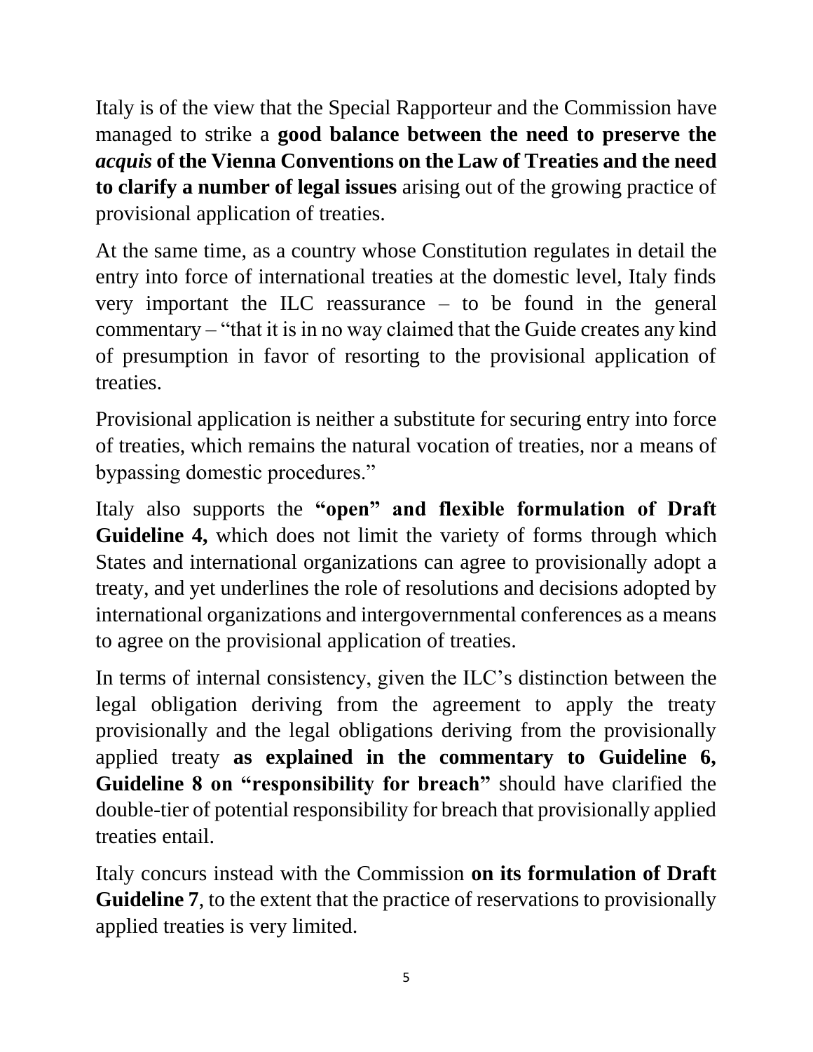Italy is of the view that the Special Rapporteur and the Commission have managed to strike a **good balance between the need to preserve the *acquis* of the Vienna Conventions on the Law of Treaties and the need to clarify a number of legal issues** arising out of the growing practice of provisional application of treaties.

At the same time, as a country whose Constitution regulates in detail the entry into force of international treaties at the domestic level, Italy finds very important the ILC reassurance – to be found in the general commentary – "that it is in no way claimed that the Guide creates any kind of presumption in favor of resorting to the provisional application of treaties.

Provisional application is neither a substitute for securing entry into force of treaties, which remains the natural vocation of treaties, nor a means of bypassing domestic procedures."

Italy also supports the **"open" and flexible formulation of Draft Guideline 4,** which does not limit the variety of forms through which States and international organizations can agree to provisionally adopt a treaty, and yet underlines the role of resolutions and decisions adopted by international organizations and intergovernmental conferences as a means to agree on the provisional application of treaties.

In terms of internal consistency, given the ILC's distinction between the legal obligation deriving from the agreement to apply the treaty provisionally and the legal obligations deriving from the provisionally applied treaty **as explained in the commentary to Guideline 6, Guideline 8 on "responsibility for breach"** should have clarified the double-tier of potential responsibility for breach that provisionally applied treaties entail.

Italy concurs instead with the Commission **on its formulation of Draft Guideline 7**, to the extent that the practice of reservations to provisionally applied treaties is very limited.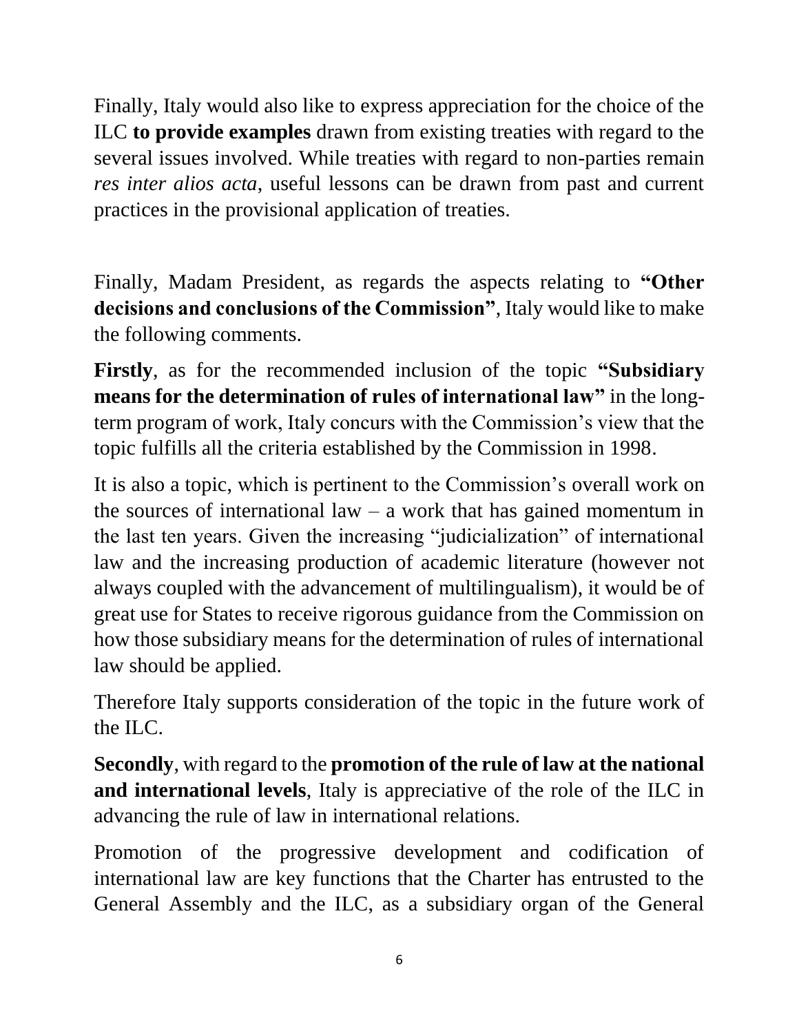Finally, Italy would also like to express appreciation for the choice of the ILC **to provide examples** drawn from existing treaties with regard to the several issues involved. While treaties with regard to non-parties remain *res inter alios acta*, useful lessons can be drawn from past and current practices in the provisional application of treaties.

Finally, Madam President, as regards the aspects relating to **"Other decisions and conclusions of the Commission"**, Italy would like to make the following comments.

**Firstly**, as for the recommended inclusion of the topic **"Subsidiary means for the determination of rules of international law"** in the long-term program of work, Italy concurs with the Commission's view that the topic fulfills all the criteria established by the Commission in 1998.

It is also a topic, which is pertinent to the Commission's overall work on the sources of international law – a work that has gained momentum in the last ten years. Given the increasing "judicialization" of international law and the increasing production of academic literature (however not always coupled with the advancement of multilingualism), it would be of great use for States to receive rigorous guidance from the Commission on how those subsidiary means for the determination of rules of international law should be applied.

Therefore Italy supports consideration of the topic in the future work of the ILC.

**Secondly**, with regard to the **promotion of the rule of law at the national and international levels**, Italy is appreciative of the role of the ILC in advancing the rule of law in international relations.

Promotion of the progressive development and codification of international law are key functions that the Charter has entrusted to the General Assembly and the ILC, as a subsidiary organ of the General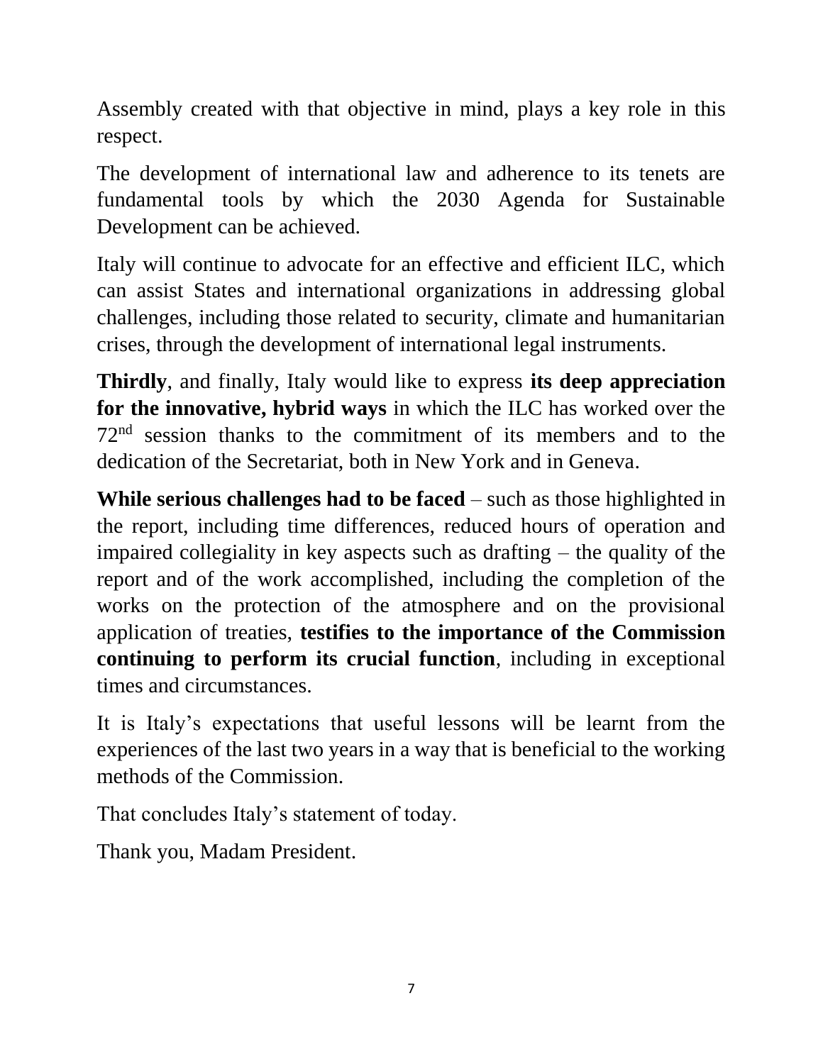Assembly created with that objective in mind, plays a key role in this respect.

The development of international law and adherence to its tenets are fundamental tools by which the 2030 Agenda for Sustainable Development can be achieved.

Italy will continue to advocate for an effective and efficient ILC, which can assist States and international organizations in addressing global challenges, including those related to security, climate and humanitarian crises, through the development of international legal instruments.

**Thirdly**, and finally, Italy would like to express **its deep appreciation for the innovative, hybrid ways** in which the ILC has worked over the 72nd session thanks to the commitment of its members and to the dedication of the Secretariat, both in New York and in Geneva.

**While serious challenges had to be faced** – such as those highlighted in the report, including time differences, reduced hours of operation and impaired collegiality in key aspects such as drafting – the quality of the report and of the work accomplished, including the completion of the works on the protection of the atmosphere and on the provisional application of treaties, **testifies to the importance of the Commission continuing to perform its crucial function**, including in exceptional times and circumstances.

It is Italy's expectations that useful lessons will be learnt from the experiences of the last two years in a way that is beneficial to the working methods of the Commission.

That concludes Italy's statement of today.

Thank you, Madam President.